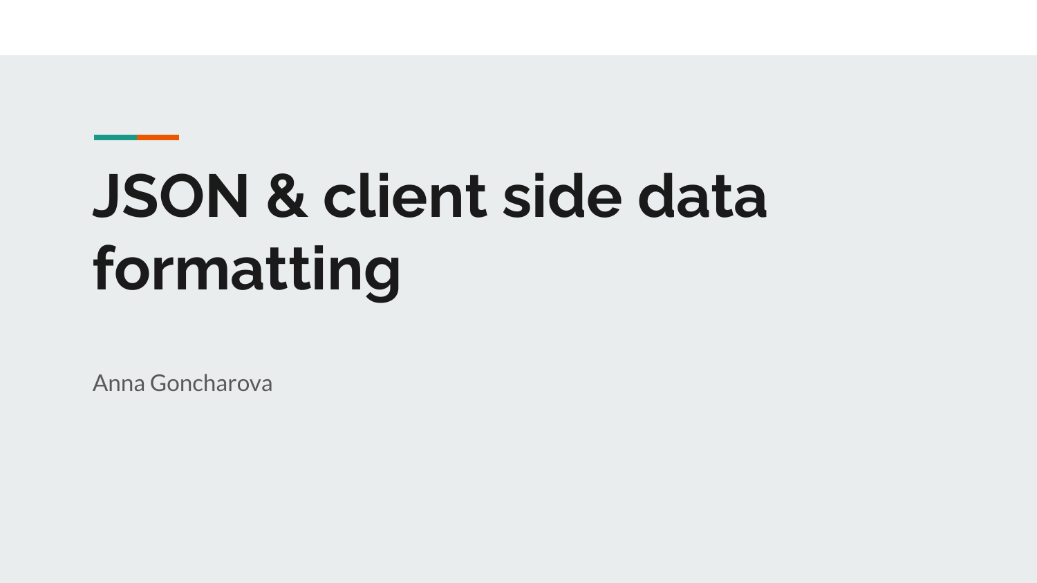# JSON & client side data formatting

Anna Goncharova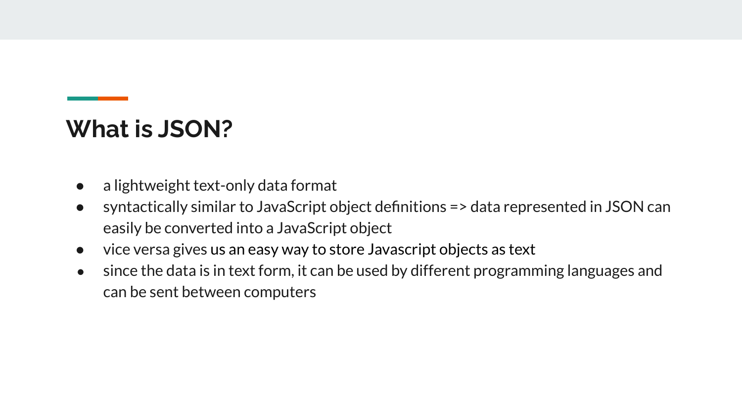## What is JSON?

- a lightweight text-only data format
- syntactically similar to JavaScript object definitions => data represented in JSON can easily be converted into a JavaScript object
- vice versa gives us an easy way to store Javascript objects as text
- since the data is in text form, it can be used by different programming languages and can be sent between computers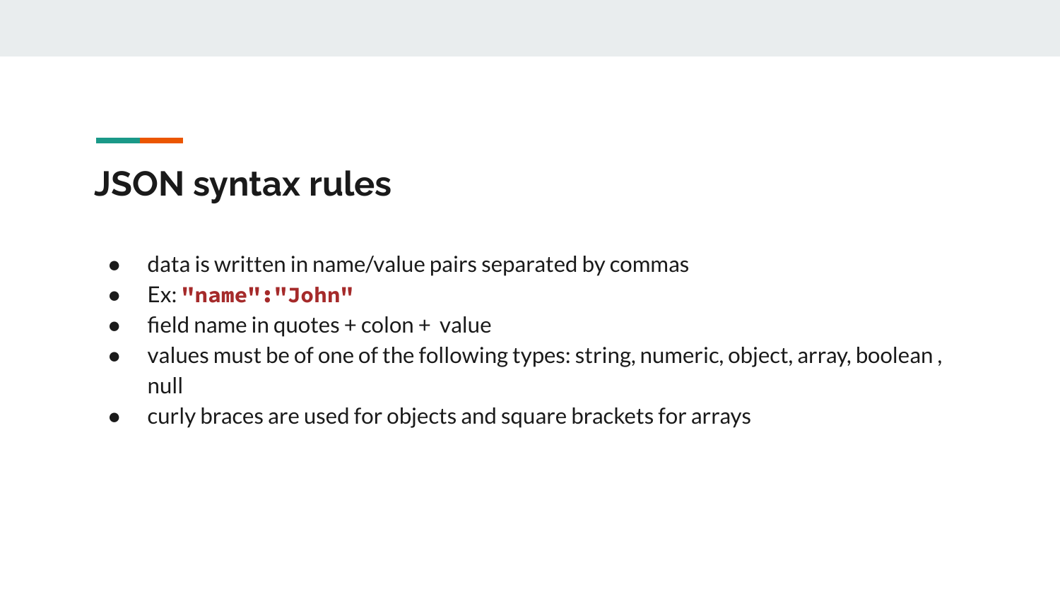## JSON syntax rules

- data is written in name/value pairs separated by commas
- Ex: `"name":"John"`
- field name in quotes + colon + value
- values must be of one of the following types: string, numeric, object, array, boolean , null
- curly braces are used for objects and square brackets for arrays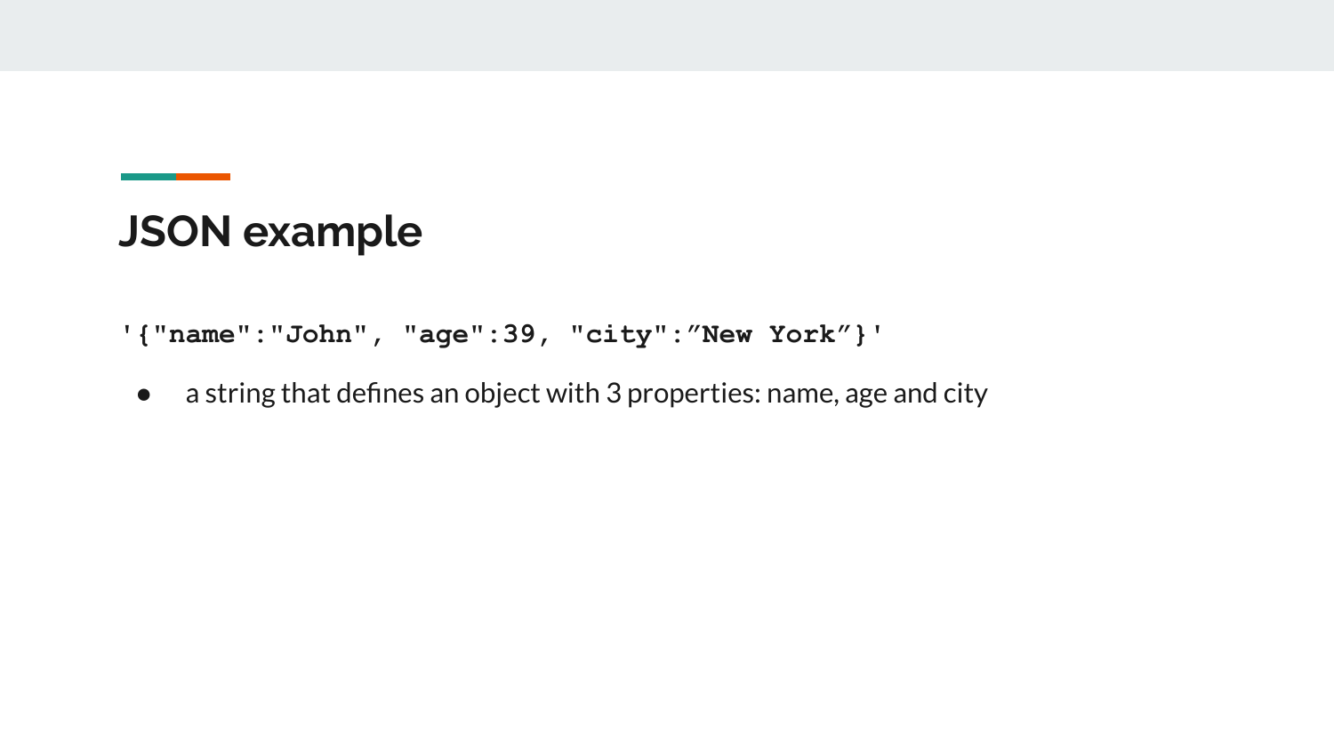## JSON example

```
'{"name":"John", "age":39, "city":”New York”}'
```

- a string that defines an object with 3 properties: name, age and city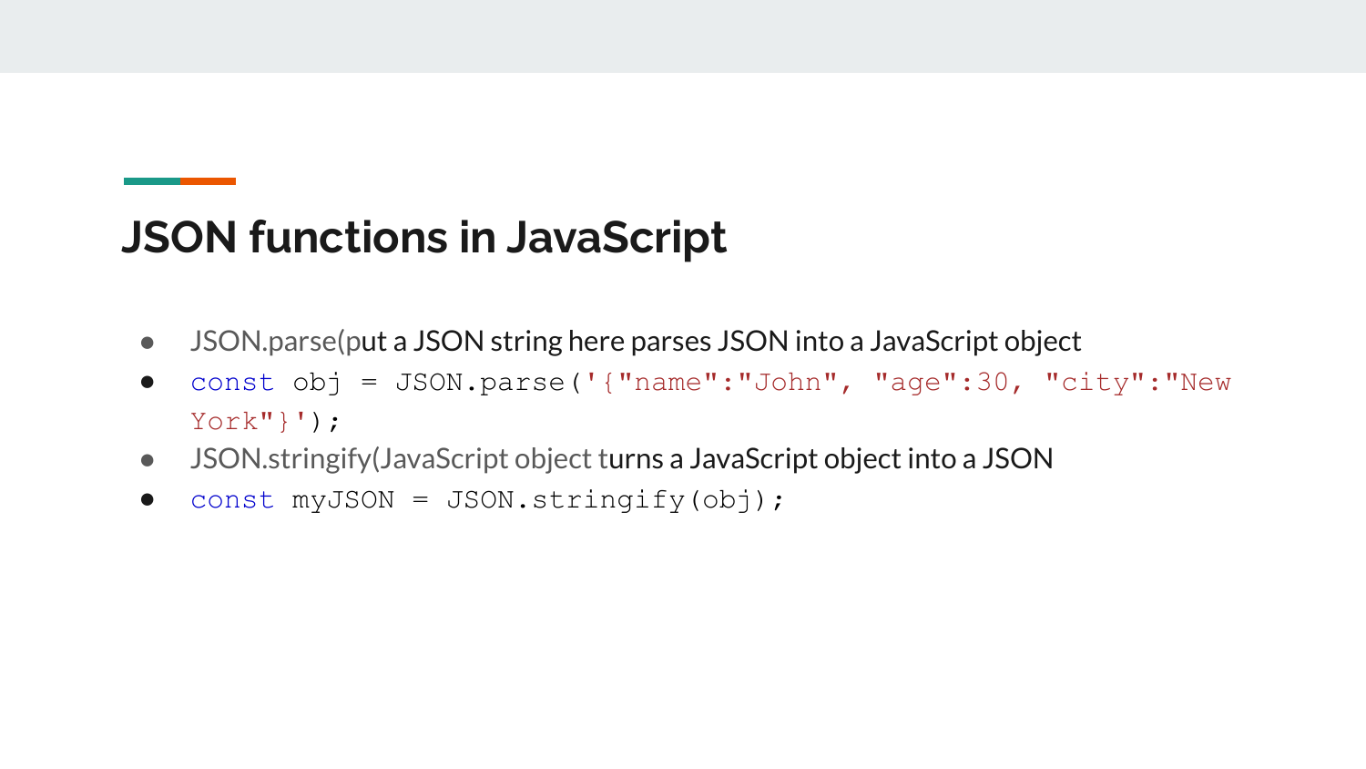# JSON functions in JavaScript

- JSON.parse(put a JSON string here parses JSON into a JavaScript object
- 
```
const obj = JSON.parse('{"name":"John", "age":30, "city":"New York"}');
```
- JSON.stringify(JavaScript object turns a JavaScript object into a JSON
- 
```
const myJSON = JSON.stringify(obj);
```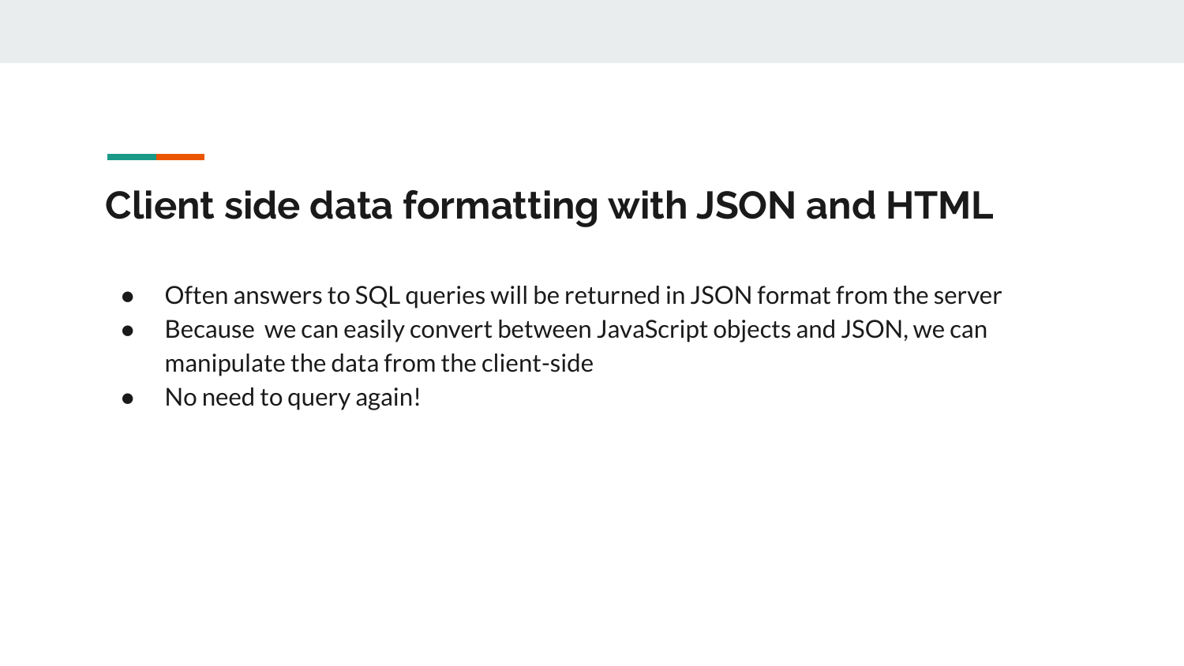## Client side data formatting with JSON and HTML

- Often answers to SQL queries will be returned in JSON format from the server
- Because  we can easily convert between JavaScript objects and JSON, we can manipulate the data from the client-side
- No need to query again!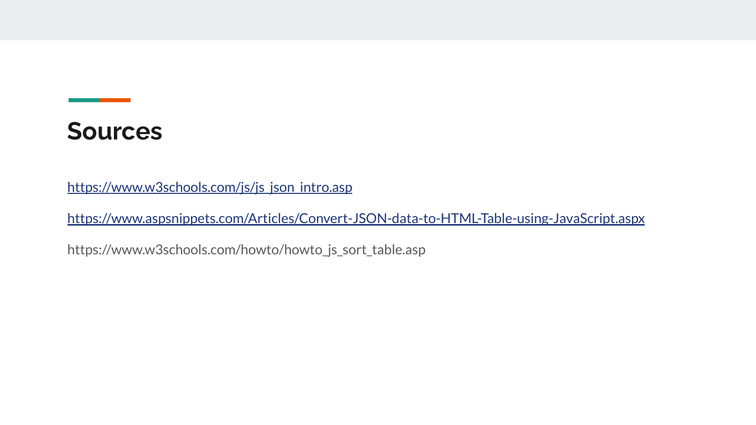# Sources

https://www.w3schools.com/js/js_json_intro.asp

https://www.aspsnippets.com/Articles/Convert-JSON-data-to-HTML-Table-using-JavaScript.aspx

https://www.w3schools.com/howto/howto_js_sort_table.asp